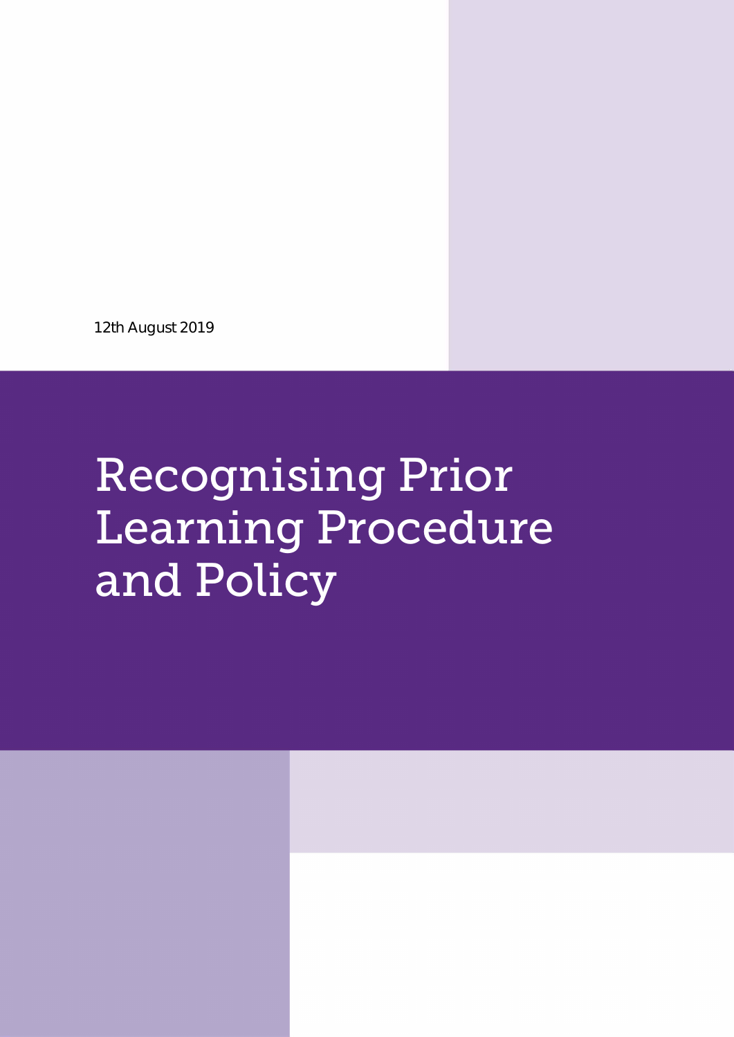12th August 2019

# Recognising Prior Learning Procedure and Policy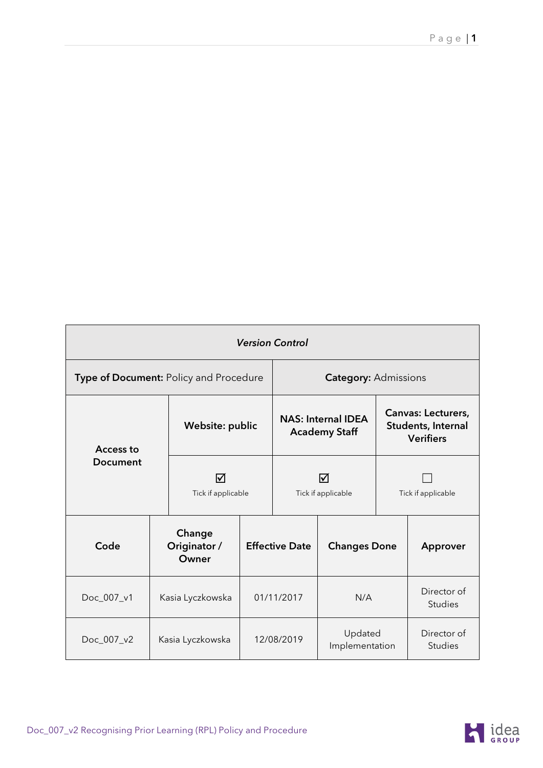| *Version Control* | | | | | |
|---|---|---|---|---|---|
| **Type of Document:** Policy and Procedure | | | **Category:** Admissions | | |
| **Access to Document** | **Website: public** | | **NAS: Internal IDEA Academy Staff** | **Canvas: Lecturers, Students, Internal Verifiers** | |
| | ☑ Tick if applicable | | ☑ Tick if applicable | ☐ Tick if applicable | |
| **Code** | **Change Originator / Owner** | **Effective Date** | **Changes Done** | **Approver** | |
| Doc_007_v1 | Kasia Lyczkowska | 01/11/2017 | N/A | Director of Studies | |
| Doc_007_v2 | Kasia Lyczkowska | 12/08/2019 | Updated Implementation | Director of Studies | |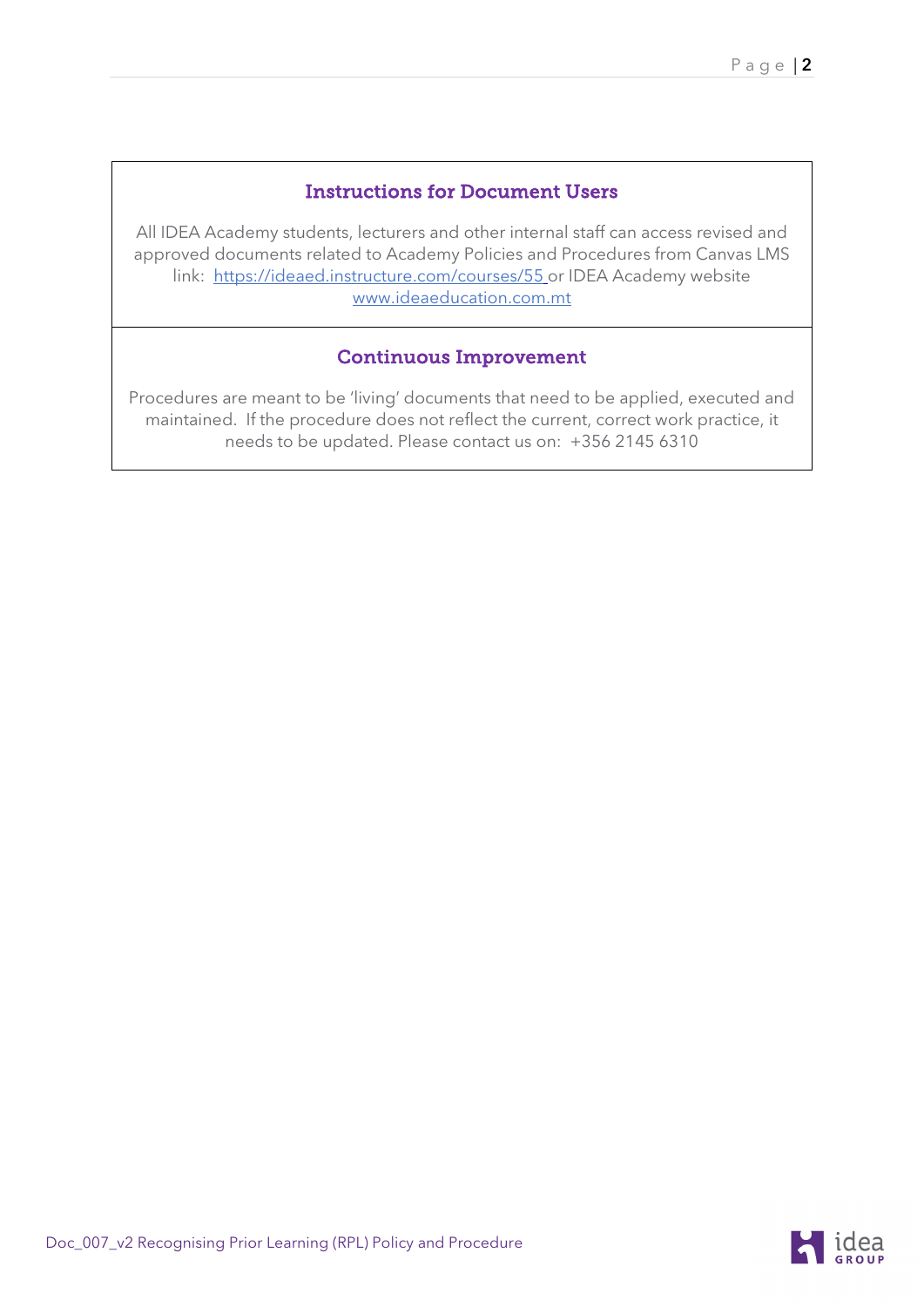## Instructions for Document Users

All IDEA Academy students, lecturers and other internal staff can access revised and approved documents related to Academy Policies and Procedures from Canvas LMS link: [https://ideaed.instructure.com/courses/55](https://ideaed.instructure.com/courses/55) or IDEA Academy website [www.ideaeducation.com.mt](http://www.ideaeducation.com.mt)

## Continuous Improvement

Procedures are meant to be 'living' documents that need to be applied, executed and maintained. If the procedure does not reflect the current, correct work practice, it needs to be updated. Please contact us on: +356 2145 6310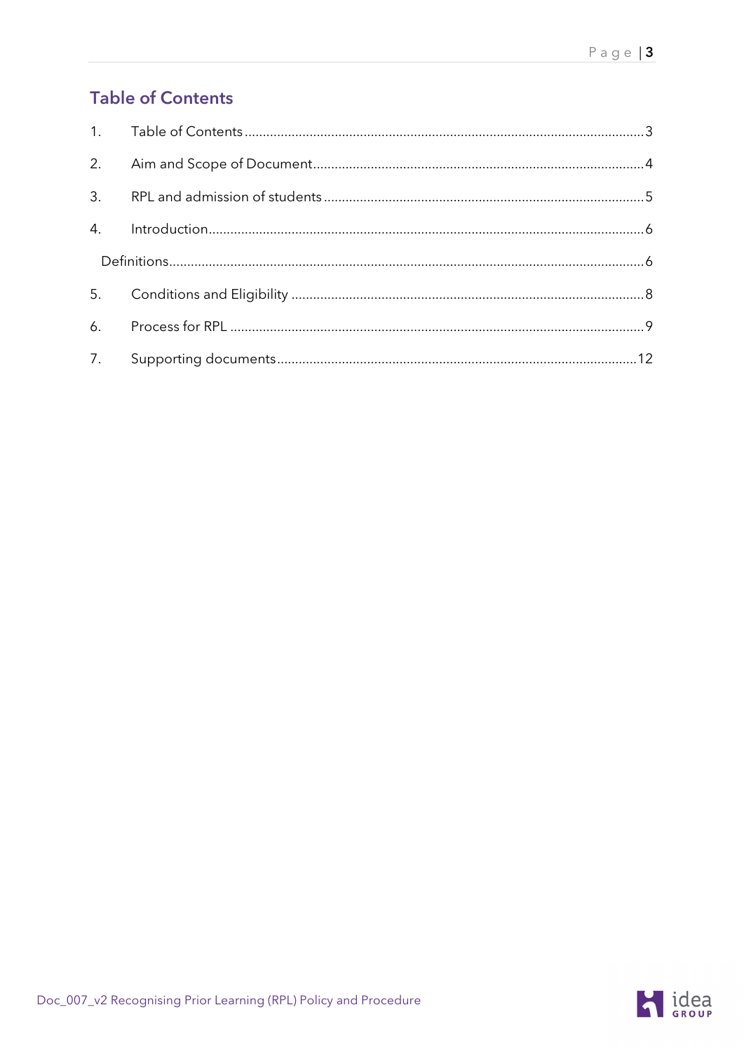## Table of Contents

1. Table of Contents ........ 3
2. Aim and Scope of Document ........ 4
3. RPL and admission of students ........ 5
4. Introduction ........ 6
   - Definitions ........ 6
5. Conditions and Eligibility ........ 8
6. Process for RPL ........ 9
7. Supporting documents ........ 12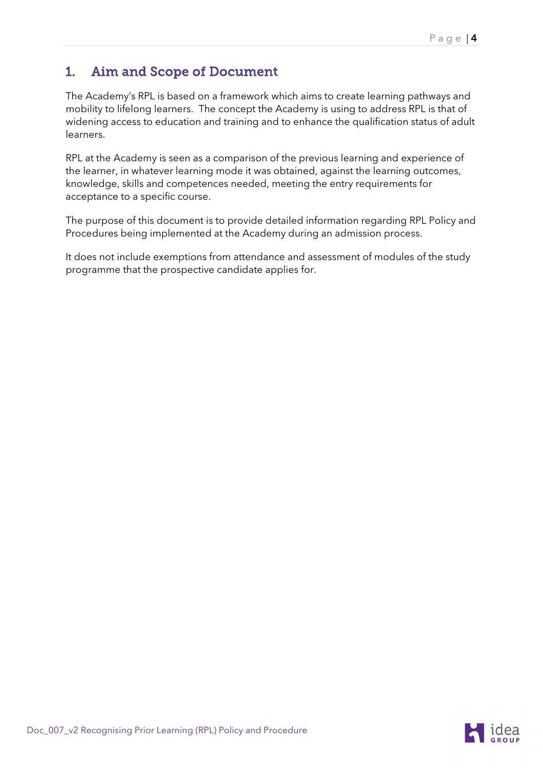# 1. Aim and Scope of Document

The Academy's RPL is based on a framework which aims to create learning pathways and mobility to lifelong learners. The concept the Academy is using to address RPL is that of widening access to education and training and to enhance the qualification status of adult learners.

RPL at the Academy is seen as a comparison of the previous learning and experience of the learner, in whatever learning mode it was obtained, against the learning outcomes, knowledge, skills and competences needed, meeting the entry requirements for acceptance to a specific course.

The purpose of this document is to provide detailed information regarding RPL Policy and Procedures being implemented at the Academy during an admission process.

It does not include exemptions from attendance and assessment of modules of the study programme that the prospective candidate applies for.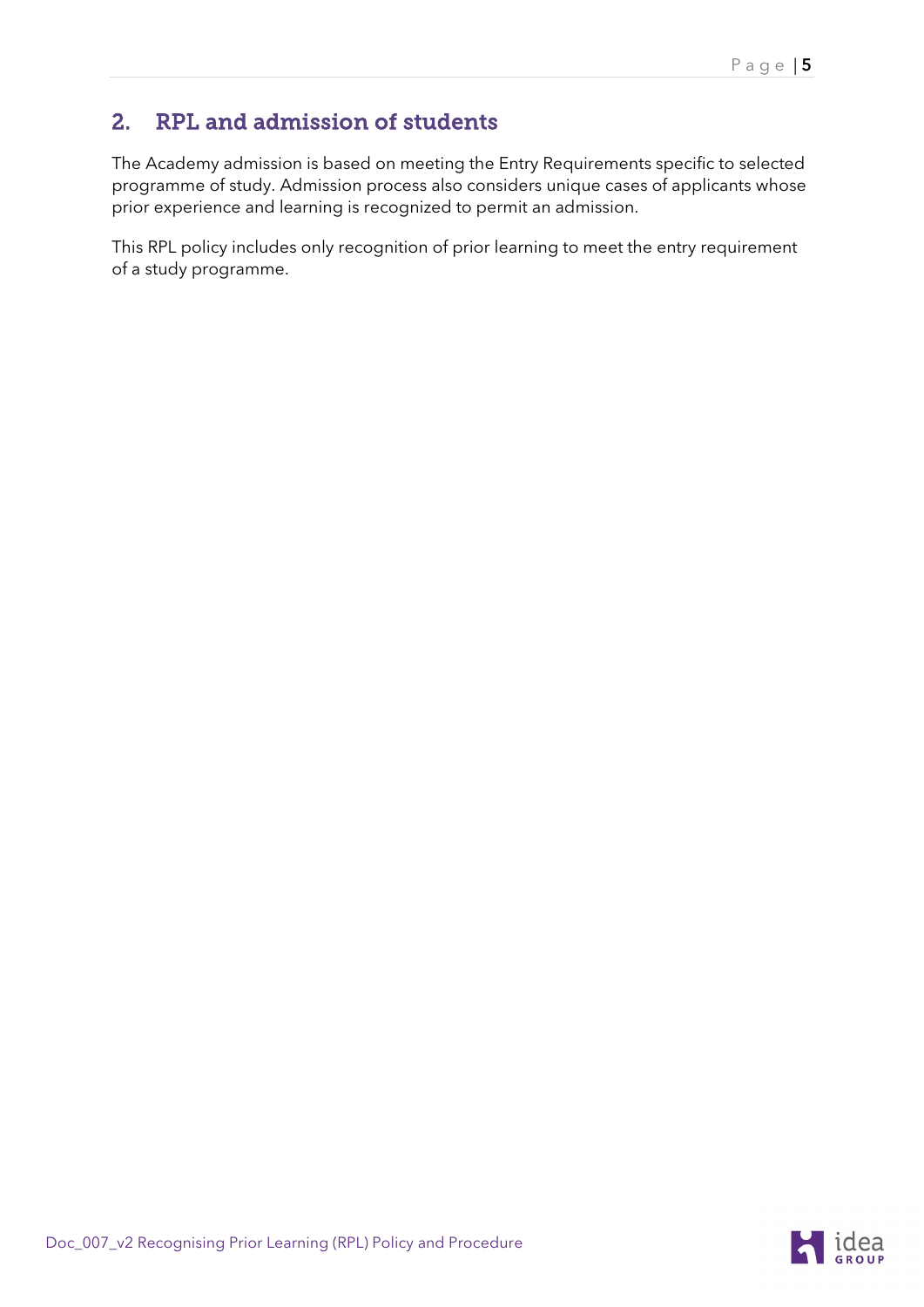## 2. RPL and admission of students

The Academy admission is based on meeting the Entry Requirements specific to selected programme of study. Admission process also considers unique cases of applicants whose prior experience and learning is recognized to permit an admission.

This RPL policy includes only recognition of prior learning to meet the entry requirement of a study programme.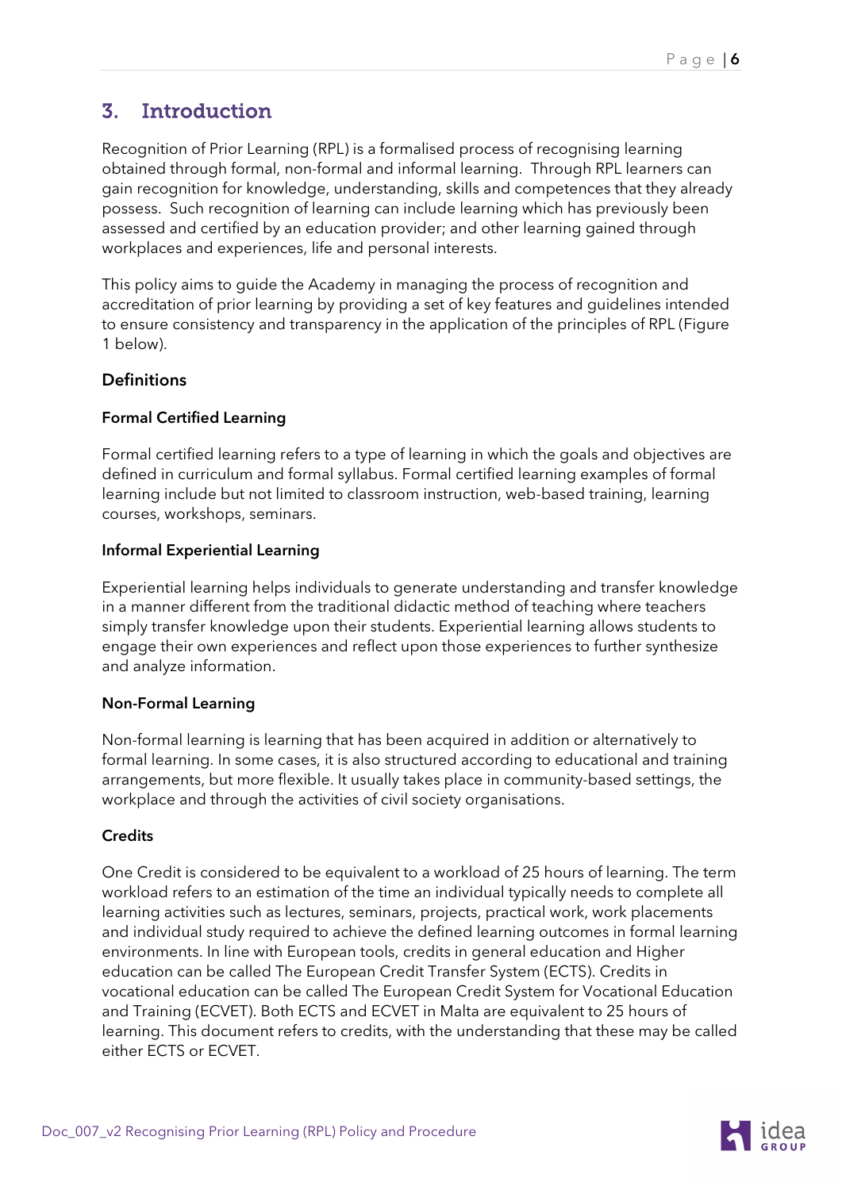## 3. Introduction

Recognition of Prior Learning (RPL) is a formalised process of recognising learning obtained through formal, non-formal and informal learning. Through RPL learners can gain recognition for knowledge, understanding, skills and competences that they already possess. Such recognition of learning can include learning which has previously been assessed and certified by an education provider; and other learning gained through workplaces and experiences, life and personal interests.

This policy aims to guide the Academy in managing the process of recognition and accreditation of prior learning by providing a set of key features and guidelines intended to ensure consistency and transparency in the application of the principles of RPL (Figure 1 below).

### Definitions

#### Formal Certified Learning

Formal certified learning refers to a type of learning in which the goals and objectives are defined in curriculum and formal syllabus. Formal certified learning examples of formal learning include but not limited to classroom instruction, web-based training, learning courses, workshops, seminars.

#### Informal Experiential Learning

Experiential learning helps individuals to generate understanding and transfer knowledge in a manner different from the traditional didactic method of teaching where teachers simply transfer knowledge upon their students. Experiential learning allows students to engage their own experiences and reflect upon those experiences to further synthesize and analyze information.

#### Non-Formal Learning

Non-formal learning is learning that has been acquired in addition or alternatively to formal learning. In some cases, it is also structured according to educational and training arrangements, but more flexible. It usually takes place in community-based settings, the workplace and through the activities of civil society organisations.

#### Credits

One Credit is considered to be equivalent to a workload of 25 hours of learning. The term workload refers to an estimation of the time an individual typically needs to complete all learning activities such as lectures, seminars, projects, practical work, work placements and individual study required to achieve the defined learning outcomes in formal learning environments. In line with European tools, credits in general education and Higher education can be called The European Credit Transfer System (ECTS). Credits in vocational education can be called The European Credit System for Vocational Education and Training (ECVET). Both ECTS and ECVET in Malta are equivalent to 25 hours of learning. This document refers to credits, with the understanding that these may be called either ECTS or ECVET.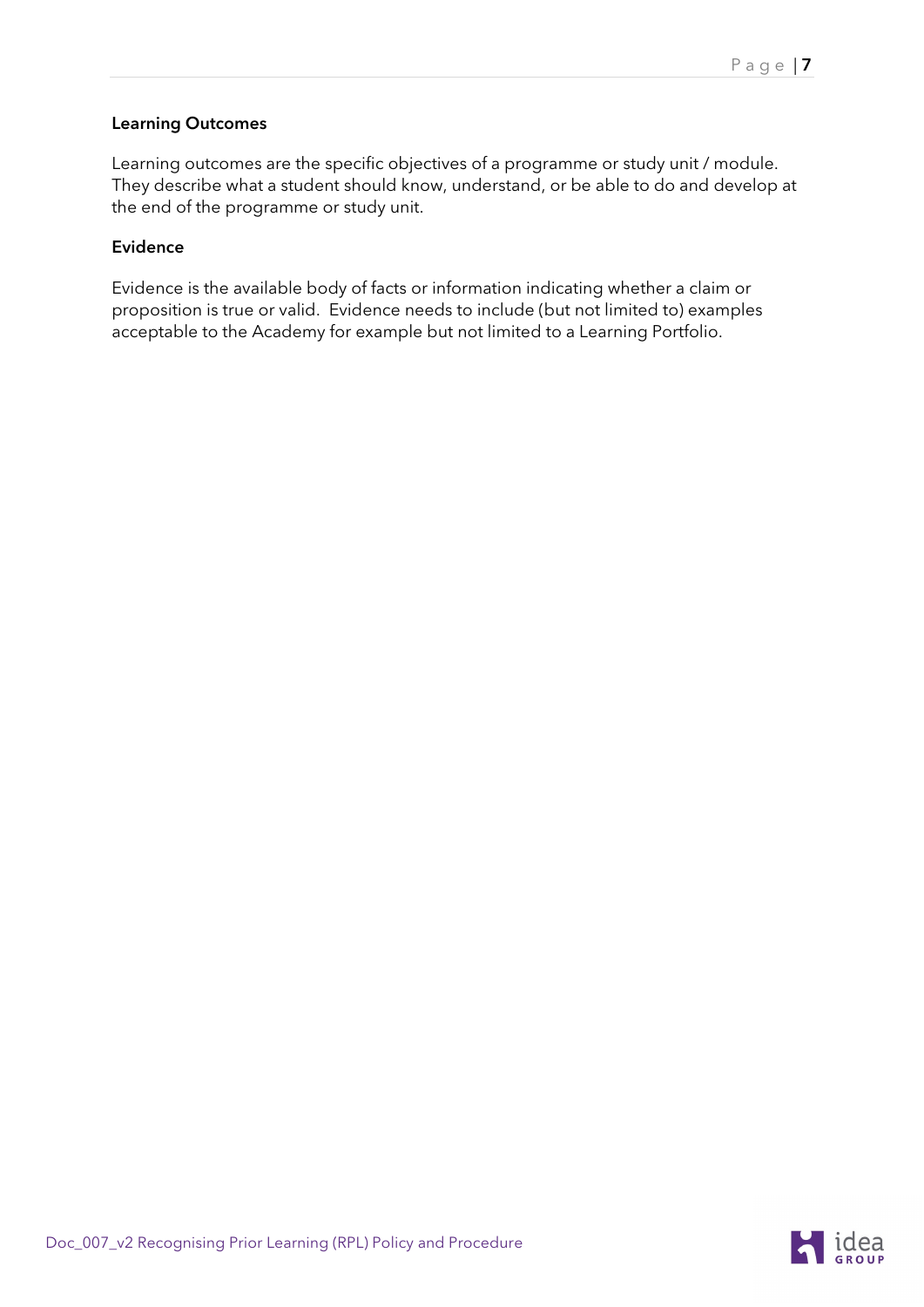**Learning Outcomes**

Learning outcomes are the specific objectives of a programme or study unit / module. They describe what a student should know, understand, or be able to do and develop at the end of the programme or study unit.

**Evidence**

Evidence is the available body of facts or information indicating whether a claim or proposition is true or valid. Evidence needs to include (but not limited to) examples acceptable to the Academy for example but not limited to a Learning Portfolio.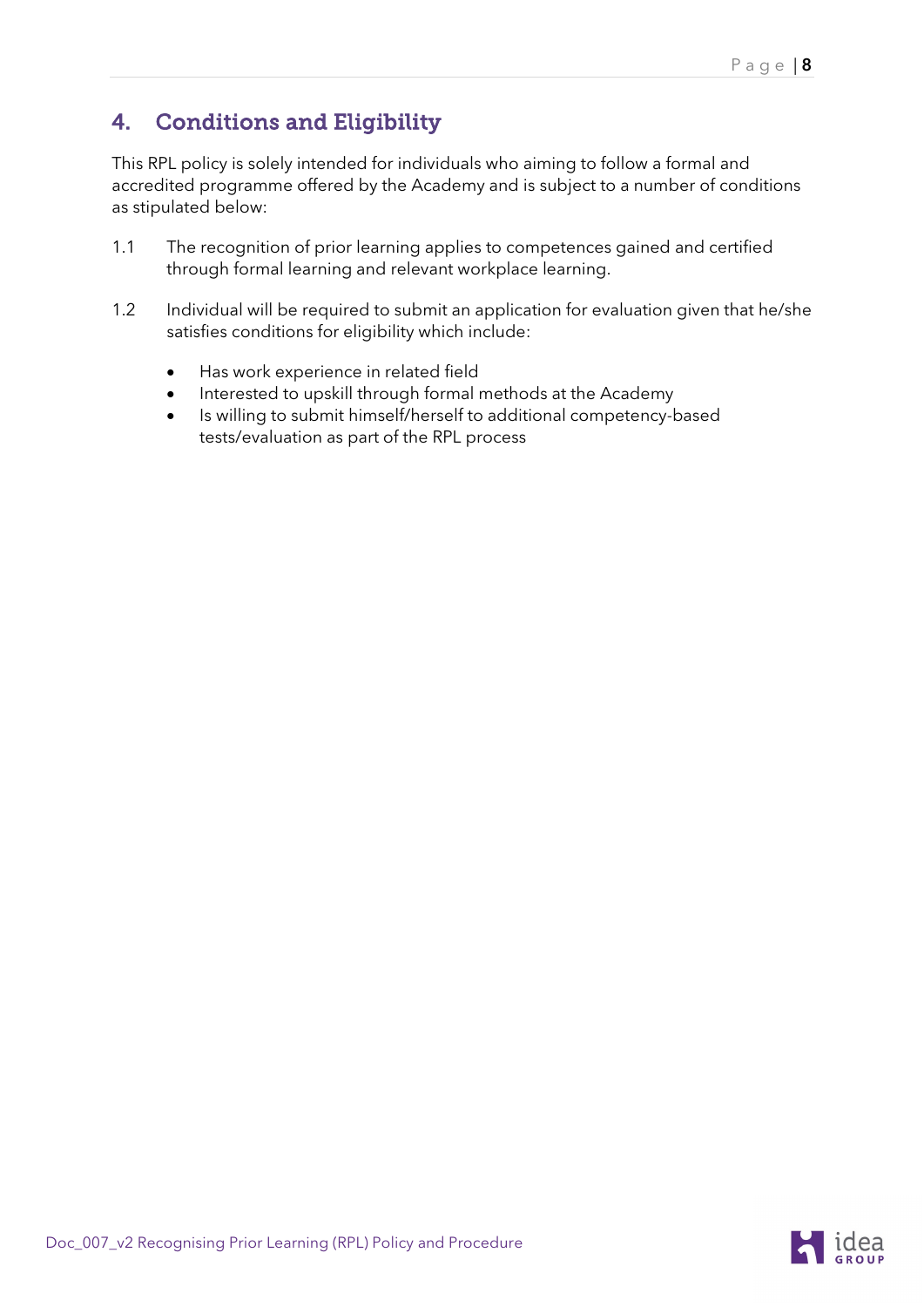## 4. Conditions and Eligibility

This RPL policy is solely intended for individuals who aiming to follow a formal and accredited programme offered by the Academy and is subject to a number of conditions as stipulated below:

1.1 The recognition of prior learning applies to competences gained and certified through formal learning and relevant workplace learning.

1.2 Individual will be required to submit an application for evaluation given that he/she satisfies conditions for eligibility which include:

- Has work experience in related field
- Interested to upskill through formal methods at the Academy
- Is willing to submit himself/herself to additional competency-based tests/evaluation as part of the RPL process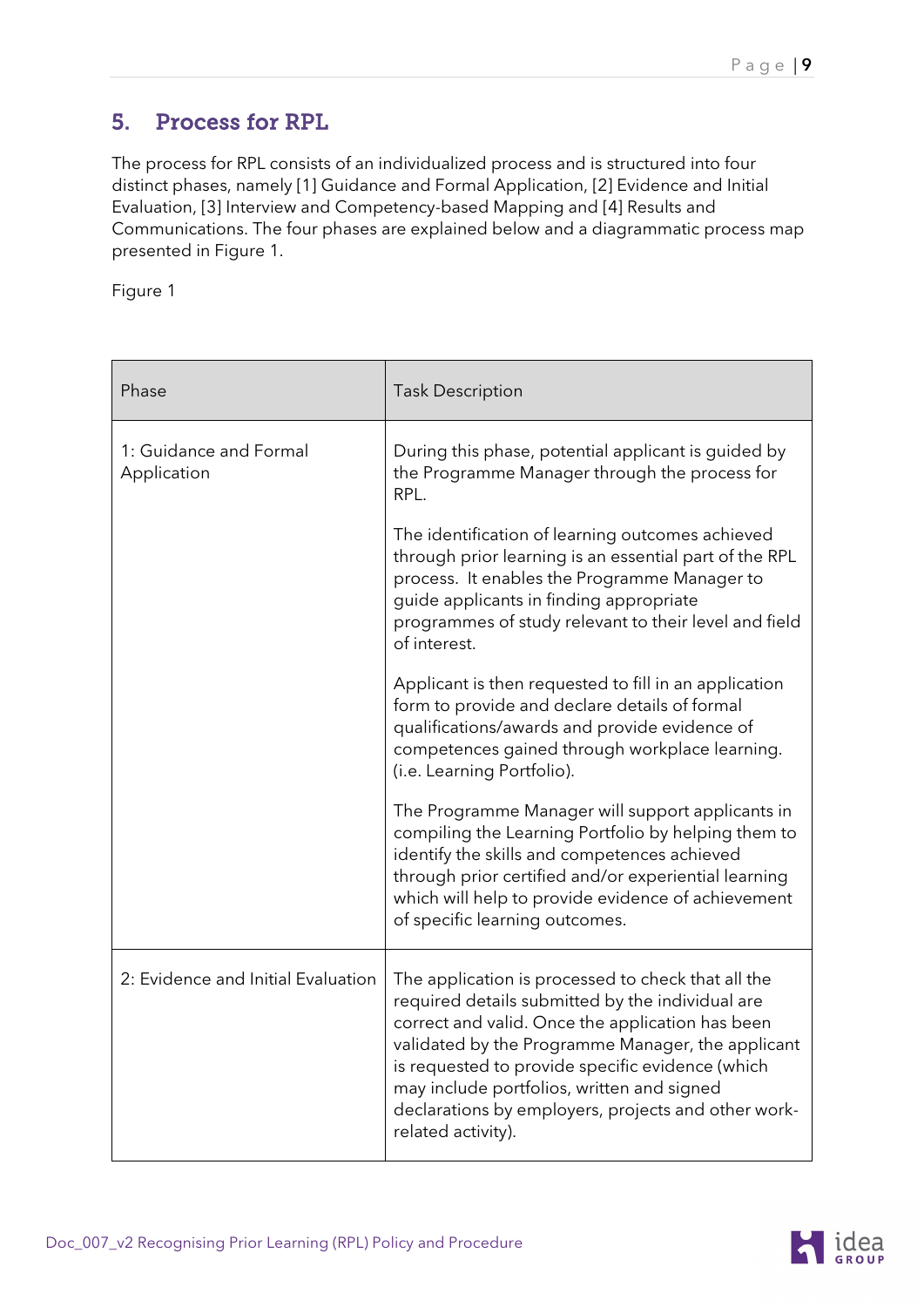## 5. Process for RPL

The process for RPL consists of an individualized process and is structured into four distinct phases, namely [1] Guidance and Formal Application, [2] Evidence and Initial Evaluation, [3] Interview and Competency-based Mapping and [4] Results and Communications. The four phases are explained below and a diagrammatic process map presented in Figure 1.

Figure 1

| Phase | Task Description |
|---|---|
| 1: Guidance and Formal Application | During this phase, potential applicant is guided by the Programme Manager through the process for RPL.<br><br>The identification of learning outcomes achieved through prior learning is an essential part of the RPL process. It enables the Programme Manager to guide applicants in finding appropriate programmes of study relevant to their level and field of interest.<br><br>Applicant is then requested to fill in an application form to provide and declare details of formal qualifications/awards and provide evidence of competences gained through workplace learning. (i.e. Learning Portfolio).<br><br>The Programme Manager will support applicants in compiling the Learning Portfolio by helping them to identify the skills and competences achieved through prior certified and/or experiential learning which will help to provide evidence of achievement of specific learning outcomes. |
| 2: Evidence and Initial Evaluation | The application is processed to check that all the required details submitted by the individual are correct and valid. Once the application has been validated by the Programme Manager, the applicant is requested to provide specific evidence (which may include portfolios, written and signed declarations by employers, projects and other work-related activity). |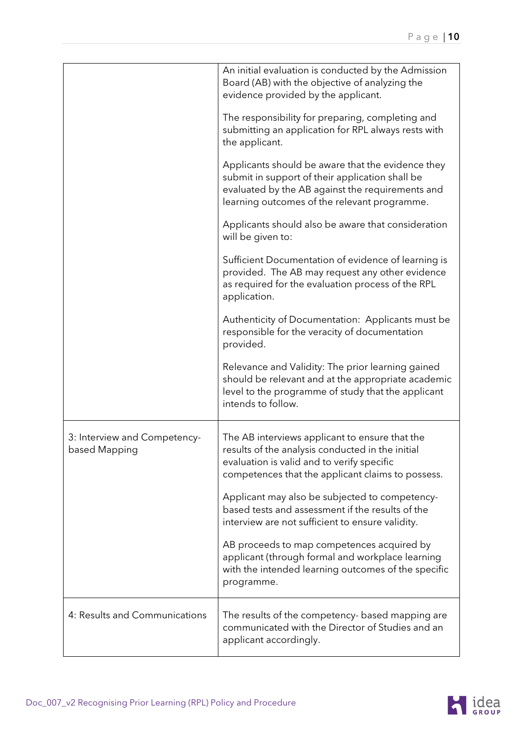|  |  |
|---|---|
|  | An initial evaluation is conducted by the Admission Board (AB) with the objective of analyzing the evidence provided by the applicant.<br><br>The responsibility for preparing, completing and submitting an application for RPL always rests with the applicant.<br><br>Applicants should be aware that the evidence they submit in support of their application shall be evaluated by the AB against the requirements and learning outcomes of the relevant programme.<br><br>Applicants should also be aware that consideration will be given to:<br><br>Sufficient Documentation of evidence of learning is provided. The AB may request any other evidence as required for the evaluation process of the RPL application.<br><br>Authenticity of Documentation: Applicants must be responsible for the veracity of documentation provided.<br><br>Relevance and Validity: The prior learning gained should be relevant and at the appropriate academic level to the programme of study that the applicant intends to follow. |
| 3: Interview and Competency-based Mapping | The AB interviews applicant to ensure that the results of the analysis conducted in the initial evaluation is valid and to verify specific competences that the applicant claims to possess.<br><br>Applicant may also be subjected to competency-based tests and assessment if the results of the interview are not sufficient to ensure validity.<br><br>AB proceeds to map competences acquired by applicant (through formal and workplace learning with the intended learning outcomes of the specific programme. |
| 4: Results and Communications | The results of the competency- based mapping are communicated with the Director of Studies and an applicant accordingly. |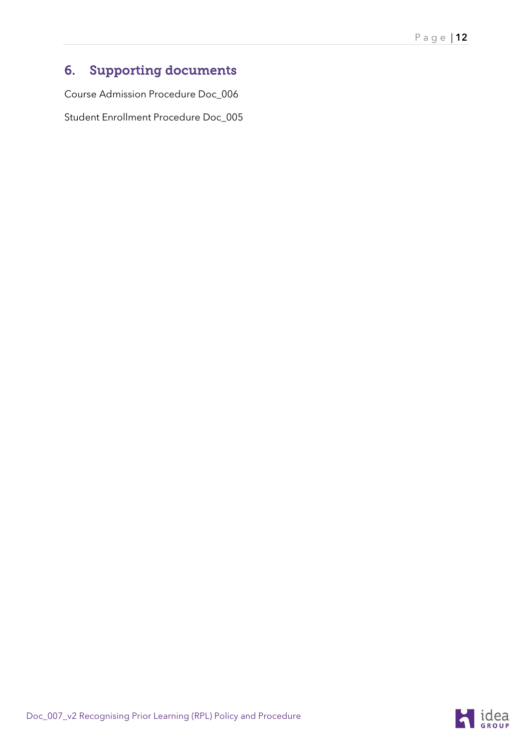## 6. Supporting documents

Course Admission Procedure Doc_006

Student Enrollment Procedure Doc_005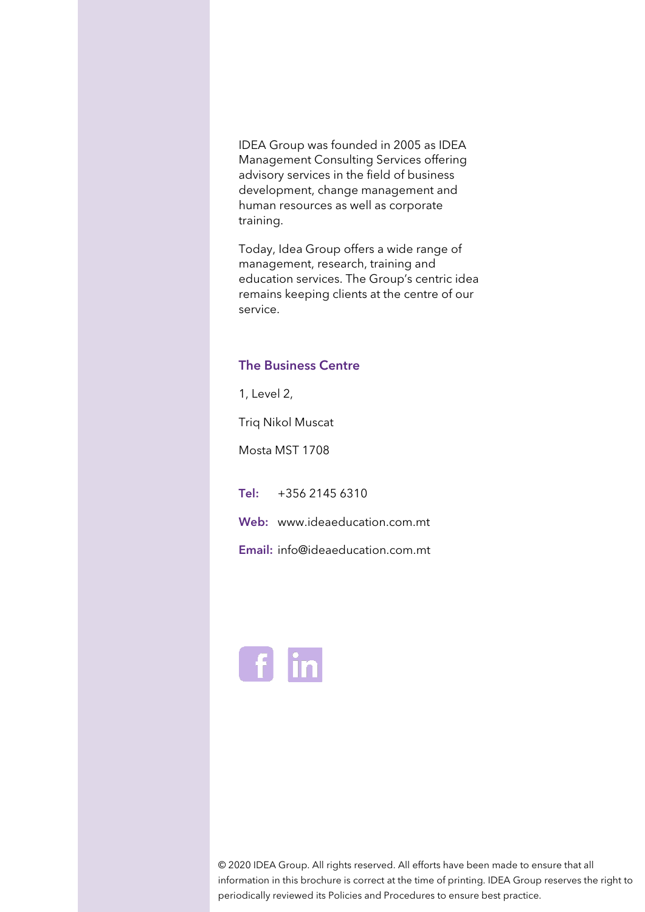IDEA Group was founded in 2005 as IDEA Management Consulting Services offering advisory services in the field of business development, change management and human resources as well as corporate training.

Today, Idea Group offers a wide range of management, research, training and education services. The Group's centric idea remains keeping clients at the centre of our service.

### The Business Centre

1, Level 2,

Triq Nikol Muscat

Mosta MST 1708

**Tel:** +356 2145 6310

**Web:** www.ideaeducation.com.mt

**Email:** info@ideaeducation.com.mt

© 2020 IDEA Group. All rights reserved. All efforts have been made to ensure that all information in this brochure is correct at the time of printing. IDEA Group reserves the right to periodically reviewed its Policies and Procedures to ensure best practice.